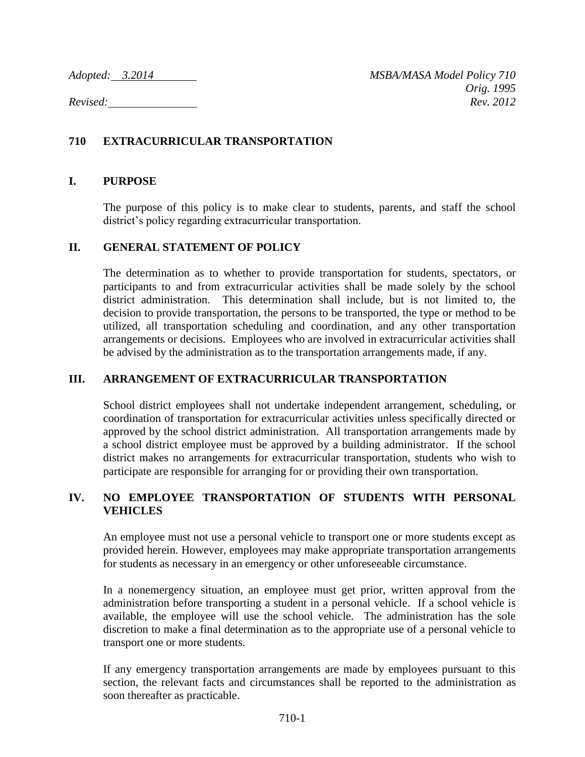*Adopted: 3.2014* *MSBA/MASA Model Policy 710*
*Orig. 1995*
*Revised:* *Rev. 2012*

# 710 EXTRACURRICULAR TRANSPORTATION

## I. PURPOSE

The purpose of this policy is to make clear to students, parents, and staff the school district's policy regarding extracurricular transportation.

## II. GENERAL STATEMENT OF POLICY

The determination as to whether to provide transportation for students, spectators, or participants to and from extracurricular activities shall be made solely by the school district administration. This determination shall include, but is not limited to, the decision to provide transportation, the persons to be transported, the type or method to be utilized, all transportation scheduling and coordination, and any other transportation arrangements or decisions. Employees who are involved in extracurricular activities shall be advised by the administration as to the transportation arrangements made, if any.

## III. ARRANGEMENT OF EXTRACURRICULAR TRANSPORTATION

School district employees shall not undertake independent arrangement, scheduling, or coordination of transportation for extracurricular activities unless specifically directed or approved by the school district administration. All transportation arrangements made by a school district employee must be approved by a building administrator. If the school district makes no arrangements for extracurricular transportation, students who wish to participate are responsible for arranging for or providing their own transportation.

## IV. NO EMPLOYEE TRANSPORTATION OF STUDENTS WITH PERSONAL VEHICLES

An employee must not use a personal vehicle to transport one or more students except as provided herein. However, employees may make appropriate transportation arrangements for students as necessary in an emergency or other unforeseeable circumstance.

In a nonemergency situation, an employee must get prior, written approval from the administration before transporting a student in a personal vehicle. If a school vehicle is available, the employee will use the school vehicle. The administration has the sole discretion to make a final determination as to the appropriate use of a personal vehicle to transport one or more students.

If any emergency transportation arrangements are made by employees pursuant to this section, the relevant facts and circumstances shall be reported to the administration as soon thereafter as practicable.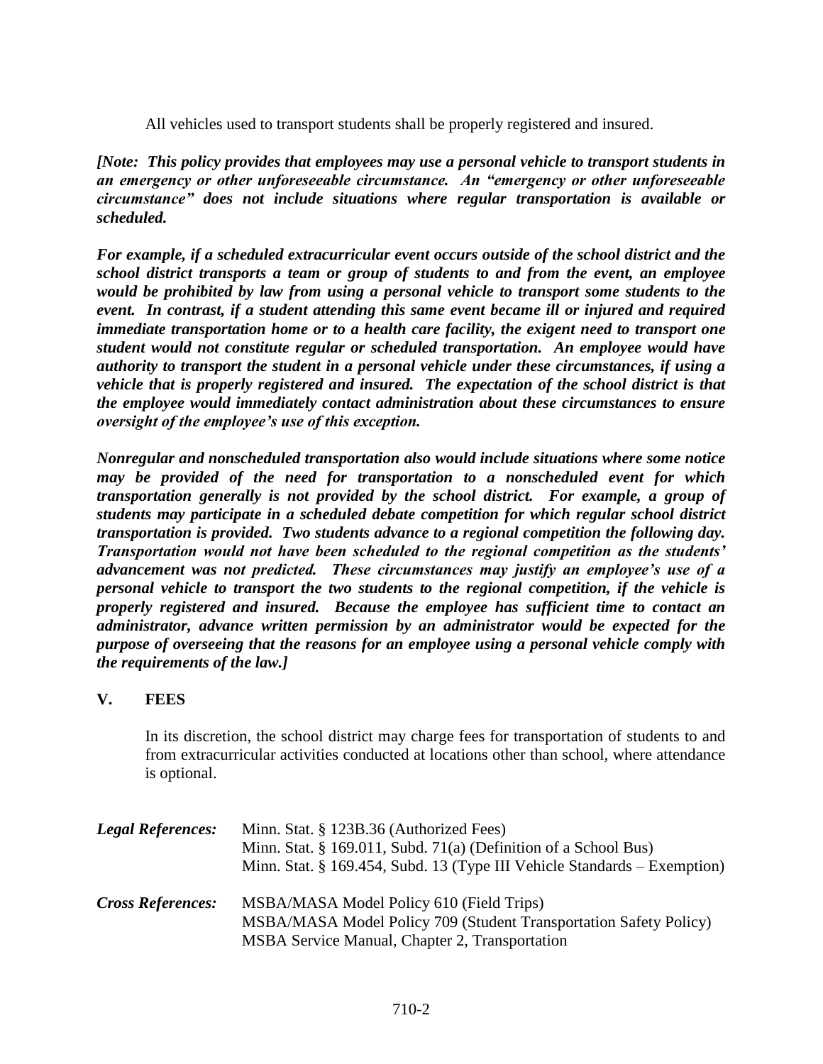All vehicles used to transport students shall be properly registered and insured.

***[Note: This policy provides that employees may use a personal vehicle to transport students in an emergency or other unforeseeable circumstance. An "emergency or other unforeseeable circumstance" does not include situations where regular transportation is available or scheduled.***

***For example, if a scheduled extracurricular event occurs outside of the school district and the school district transports a team or group of students to and from the event, an employee would be prohibited by law from using a personal vehicle to transport some students to the event. In contrast, if a student attending this same event became ill or injured and required immediate transportation home or to a health care facility, the exigent need to transport one student would not constitute regular or scheduled transportation. An employee would have authority to transport the student in a personal vehicle under these circumstances, if using a vehicle that is properly registered and insured. The expectation of the school district is that the employee would immediately contact administration about these circumstances to ensure oversight of the employee's use of this exception.***

***Nonregular and nonscheduled transportation also would include situations where some notice may be provided of the need for transportation to a nonscheduled event for which transportation generally is not provided by the school district. For example, a group of students may participate in a scheduled debate competition for which regular school district transportation is provided. Two students advance to a regional competition the following day. Transportation would not have been scheduled to the regional competition as the students' advancement was not predicted. These circumstances may justify an employee's use of a personal vehicle to transport the two students to the regional competition, if the vehicle is properly registered and insured. Because the employee has sufficient time to contact an administrator, advance written permission by an administrator would be expected for the purpose of overseeing that the reasons for an employee using a personal vehicle comply with the requirements of the law.]***

## V. FEES

In its discretion, the school district may charge fees for transportation of students to and from extracurricular activities conducted at locations other than school, where attendance is optional.

***Legal References:***
Minn. Stat. § 123B.36 (Authorized Fees)
Minn. Stat. § 169.011, Subd. 71(a) (Definition of a School Bus)
Minn. Stat. § 169.454, Subd. 13 (Type III Vehicle Standards – Exemption)

***Cross References:***
MSBA/MASA Model Policy 610 (Field Trips)
MSBA/MASA Model Policy 709 (Student Transportation Safety Policy)
MSBA Service Manual, Chapter 2, Transportation